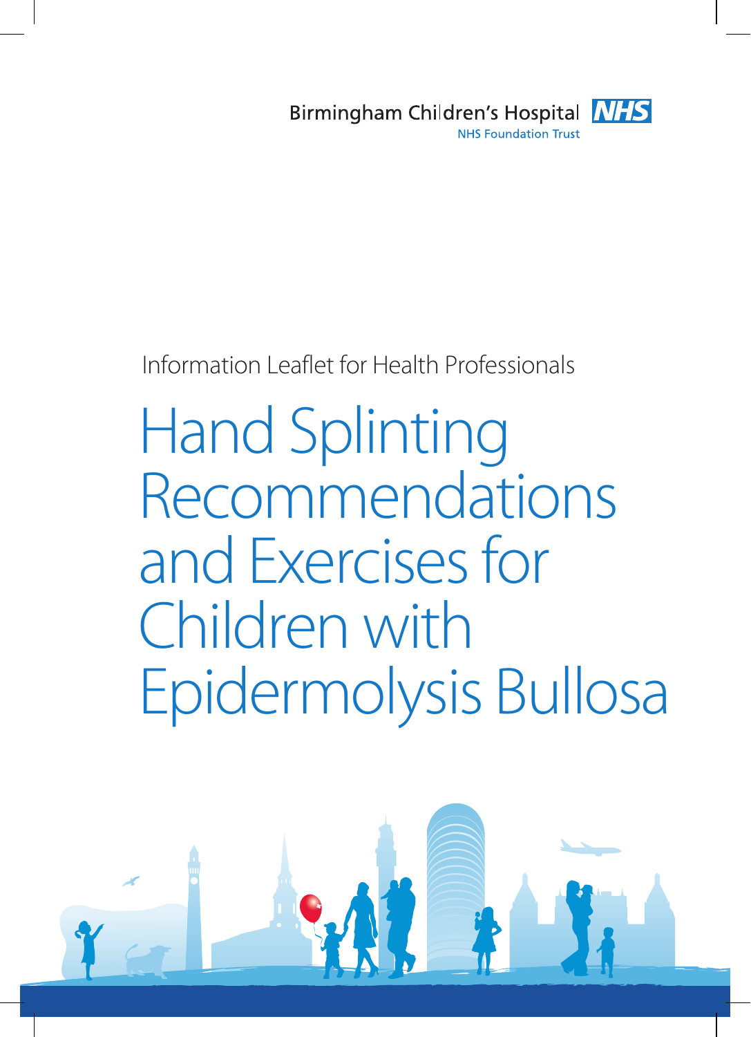Birmingham Children's Hospital NHS

NHS Foundation Trust

Information Leaflet for Health Professionals

# Hand Splinting Recommendations and Exercises for Children with Epidermolysis Bullosa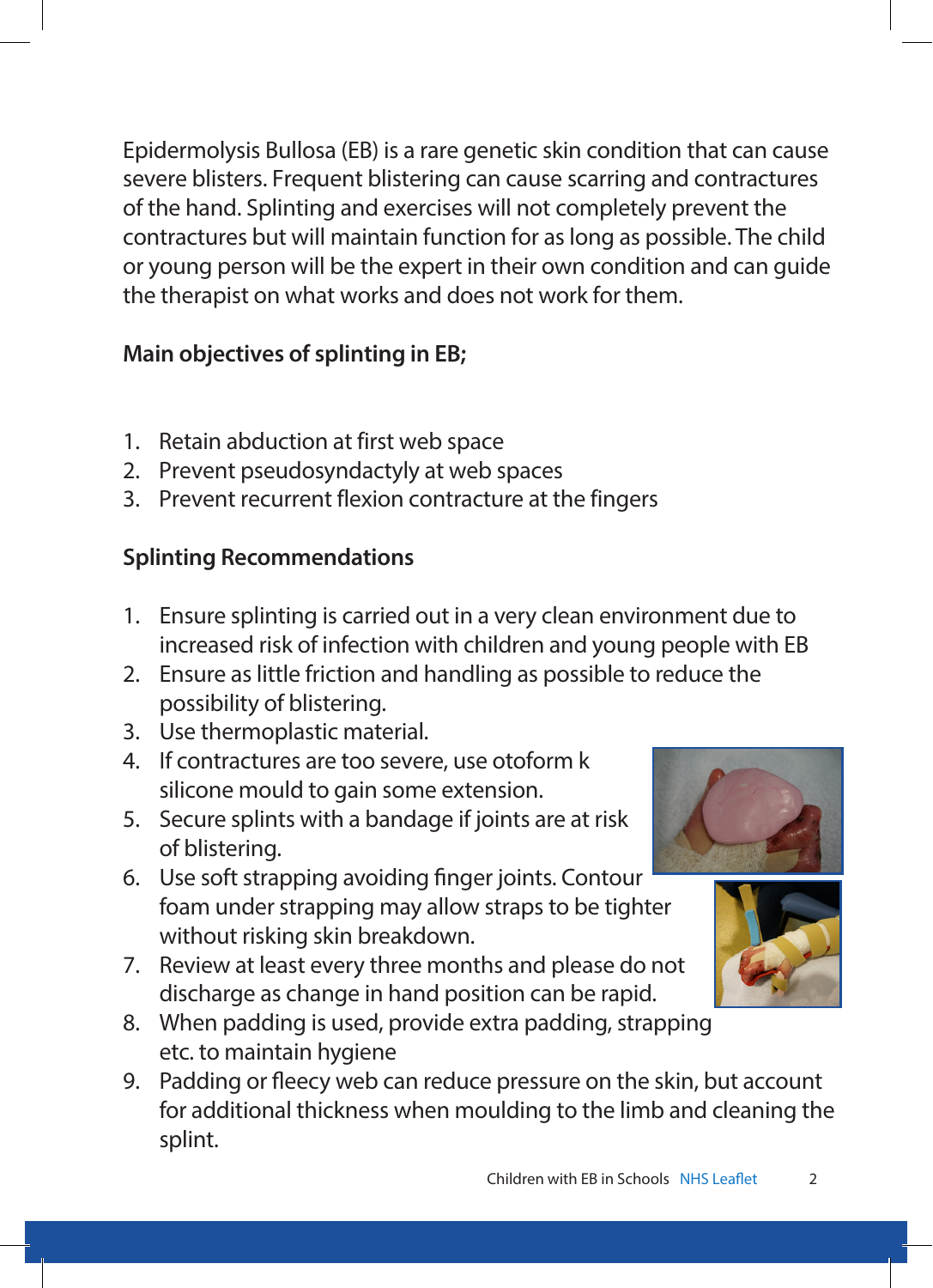Epidermolysis Bullosa (EB) is a rare genetic skin condition that can cause severe blisters. Frequent blistering can cause scarring and contractures of the hand. Splinting and exercises will not completely prevent the contractures but will maintain function for as long as possible. The child or young person will be the expert in their own condition and can guide the therapist on what works and does not work for them.

**Main objectives of splinting in EB;**

1. Retain abduction at first web space
2. Prevent pseudosyndactyly at web spaces
3. Prevent recurrent flexion contracture at the fingers

**Splinting Recommendations**

1. Ensure splinting is carried out in a very clean environment due to increased risk of infection with children and young people with EB
2. Ensure as little friction and handling as possible to reduce the possibility of blistering.
3. Use thermoplastic material.
4. If contractures are too severe, use otoform k silicone mould to gain some extension.
5. Secure splints with a bandage if joints are at risk of blistering.
6. Use soft strapping avoiding finger joints. Contour foam under strapping may allow straps to be tighter without risking skin breakdown.
7. Review at least every three months and please do not discharge as change in hand position can be rapid.
8. When padding is used, provide extra padding, strapping etc. to maintain hygiene
9. Padding or fleecy web can reduce pressure on the skin, but account for additional thickness when moulding to the limb and cleaning the splint.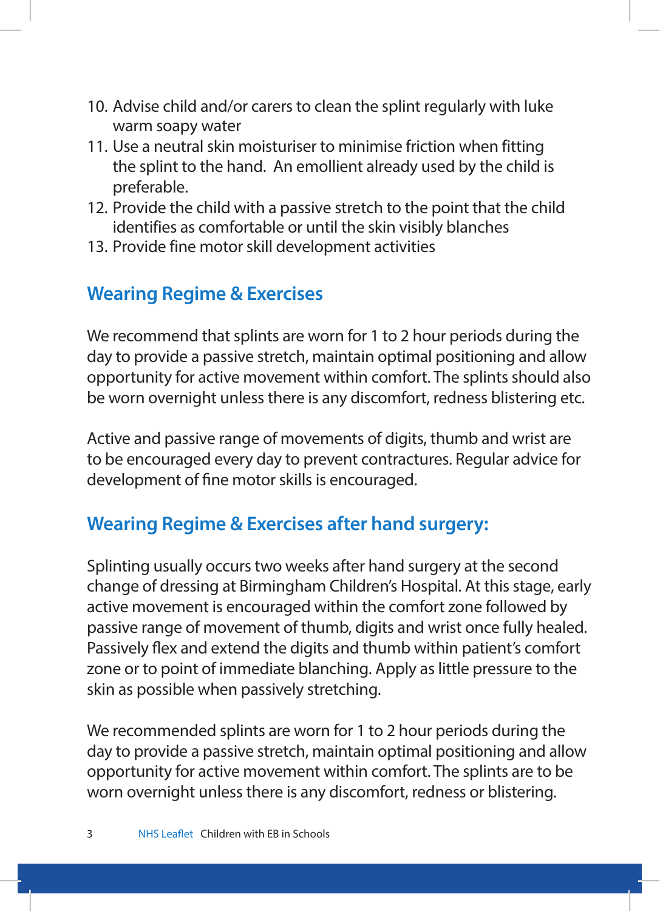10. Advise child and/or carers to clean the splint regularly with luke warm soapy water
11. Use a neutral skin moisturiser to minimise friction when fitting the splint to the hand. An emollient already used by the child is preferable.
12. Provide the child with a passive stretch to the point that the child identifies as comfortable or until the skin visibly blanches
13. Provide fine motor skill development activities

## Wearing Regime & Exercises

We recommend that splints are worn for 1 to 2 hour periods during the day to provide a passive stretch, maintain optimal positioning and allow opportunity for active movement within comfort. The splints should also be worn overnight unless there is any discomfort, redness blistering etc.

Active and passive range of movements of digits, thumb and wrist are to be encouraged every day to prevent contractures. Regular advice for development of fine motor skills is encouraged.

## Wearing Regime & Exercises after hand surgery:

Splinting usually occurs two weeks after hand surgery at the second change of dressing at Birmingham Children's Hospital. At this stage, early active movement is encouraged within the comfort zone followed by passive range of movement of thumb, digits and wrist once fully healed. Passively flex and extend the digits and thumb within patient's comfort zone or to point of immediate blanching. Apply as little pressure to the skin as possible when passively stretching.

We recommended splints are worn for 1 to 2 hour periods during the day to provide a passive stretch, maintain optimal positioning and allow opportunity for active movement within comfort. The splints are to be worn overnight unless there is any discomfort, redness or blistering.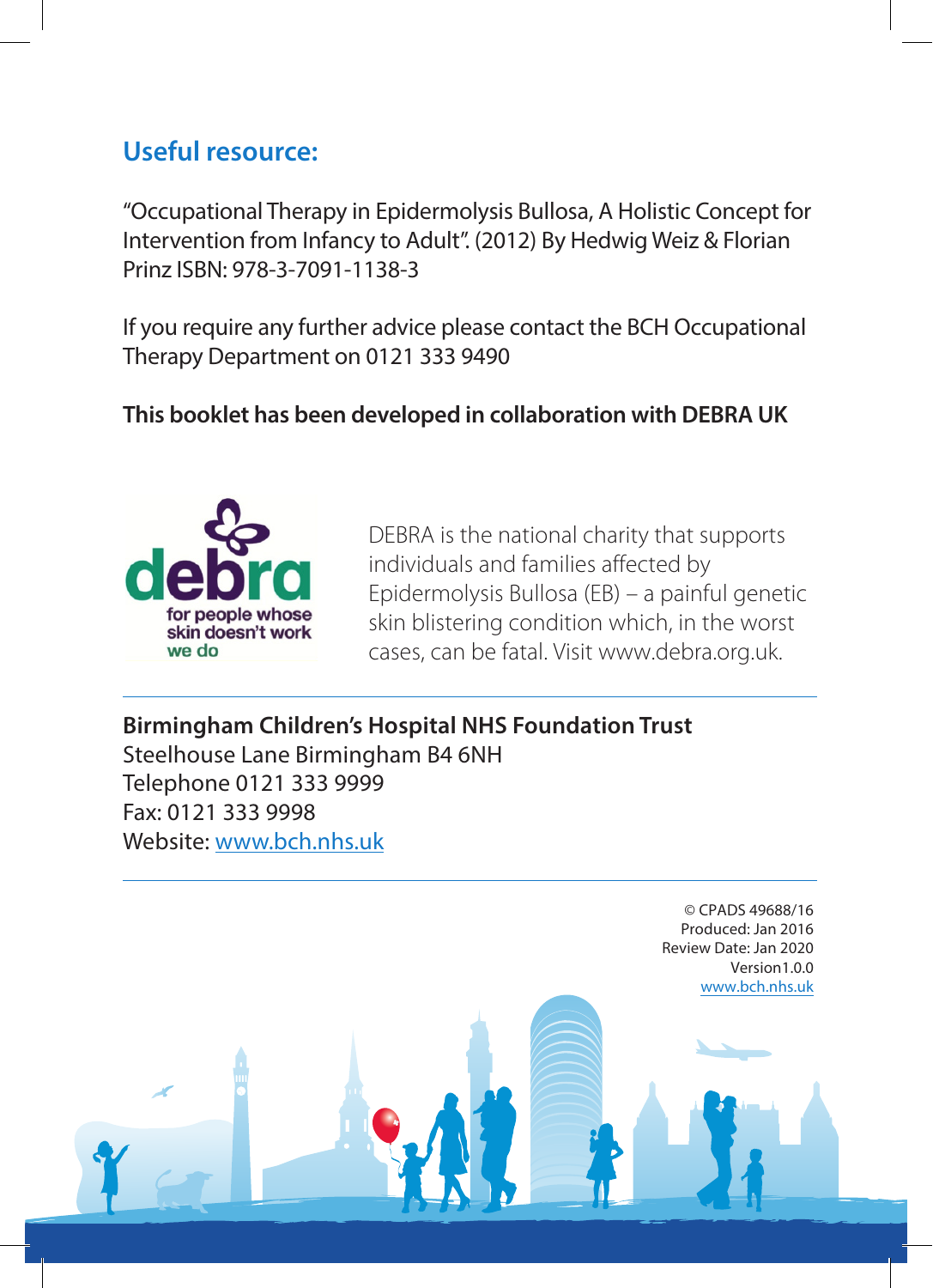## Useful resource:

"Occupational Therapy in Epidermolysis Bullosa, A Holistic Concept for Intervention from Infancy to Adult". (2012) By Hedwig Weiz & Florian Prinz ISBN: 978-3-7091-1138-3

If you require any further advice please contact the BCH Occupational Therapy Department on 0121 333 9490

**This booklet has been developed in collaboration with DEBRA UK**

debra

for people whose skin doesn't work we do

DEBRA is the national charity that supports individuals and families affected by Epidermolysis Bullosa (EB) – a painful genetic skin blistering condition which, in the worst cases, can be fatal. Visit www.debra.org.uk.

---

**Birmingham Children's Hospital NHS Foundation Trust**
Steelhouse Lane Birmingham B4 6NH
Telephone 0121 333 9999
Fax: 0121 333 9998
Website: www.bch.nhs.uk

---

© CPADS 49688/16
Produced: Jan 2016
Review Date: Jan 2020
Version1.0.0
www.bch.nhs.uk